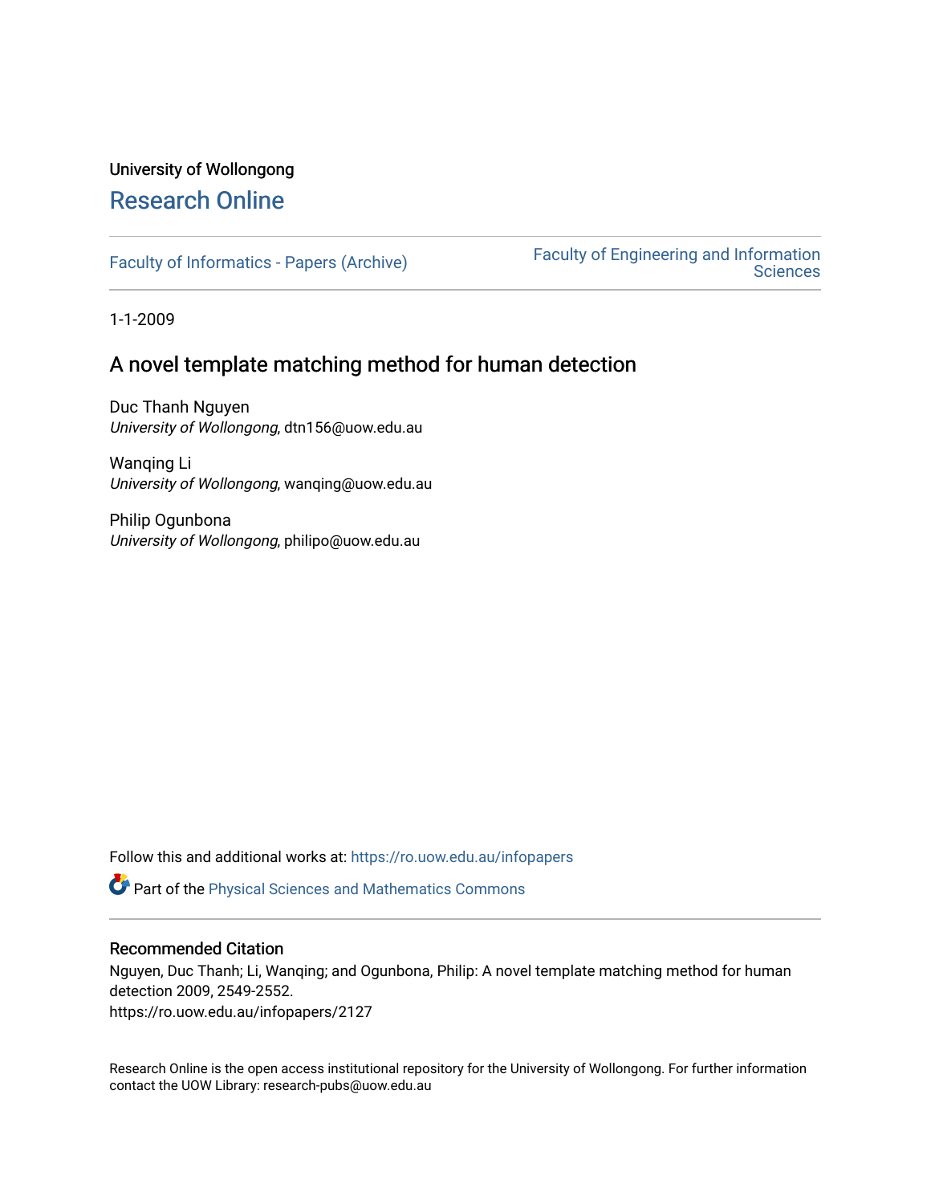University of Wollongong

# Research Online

Faculty of Informatics - Papers (Archive)

Faculty of Engineering and Information Sciences

1-1-2009

## A novel template matching method for human detection

Duc Thanh Nguyen
*University of Wollongong*, dtn156@uow.edu.au

Wanqing Li
*University of Wollongong*, wanqing@uow.edu.au

Philip Ogunbona
*University of Wollongong*, philipo@uow.edu.au

Follow this and additional works at: https://ro.uow.edu.au/infopapers

Part of the Physical Sciences and Mathematics Commons

### Recommended Citation

Nguyen, Duc Thanh; Li, Wanqing; and Ogunbona, Philip: A novel template matching method for human detection 2009, 2549-2552.
https://ro.uow.edu.au/infopapers/2127

Research Online is the open access institutional repository for the University of Wollongong. For further information contact the UOW Library: research-pubs@uow.edu.au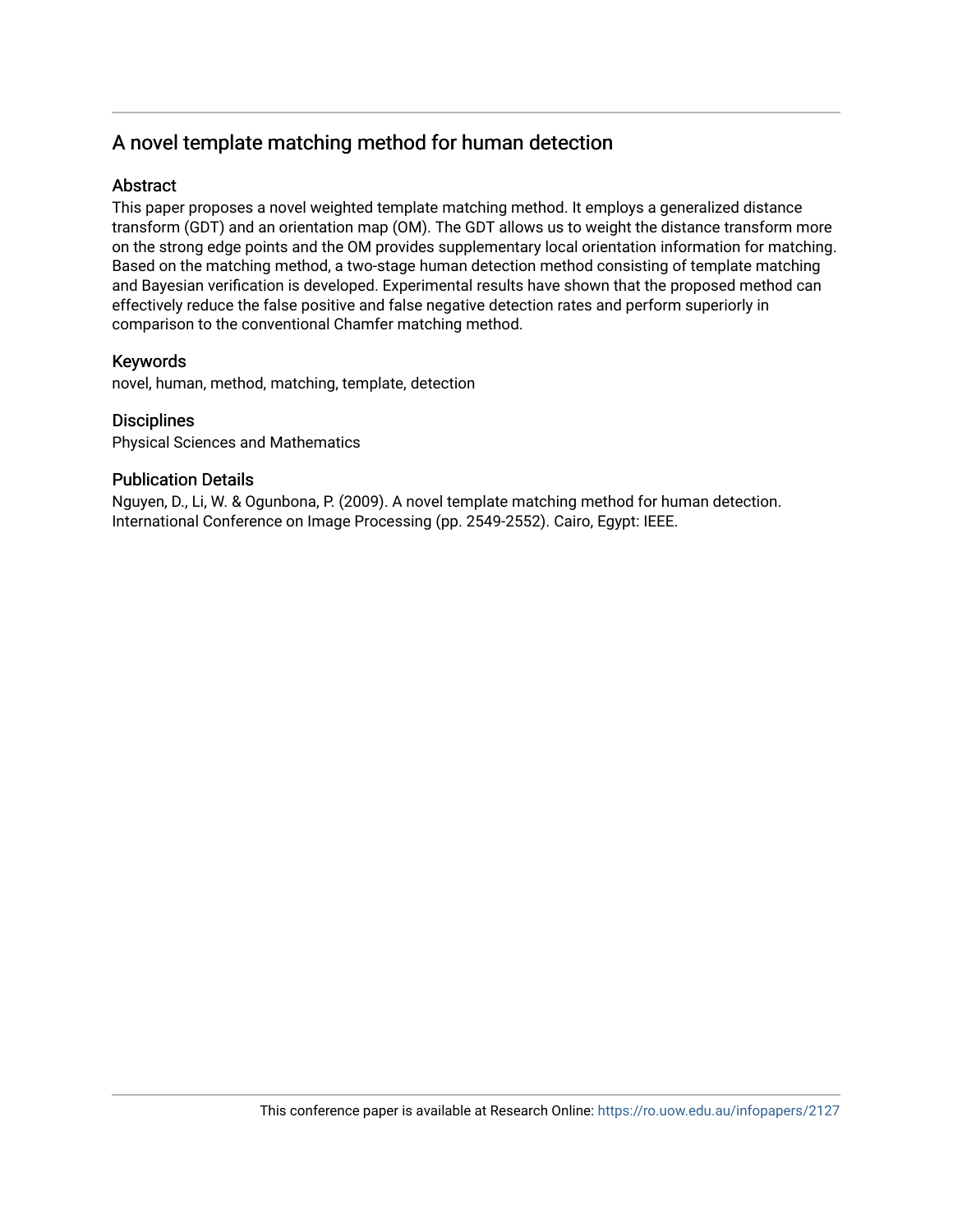# A novel template matching method for human detection

## Abstract

This paper proposes a novel weighted template matching method. It employs a generalized distance transform (GDT) and an orientation map (OM). The GDT allows us to weight the distance transform more on the strong edge points and the OM provides supplementary local orientation information for matching. Based on the matching method, a two-stage human detection method consisting of template matching and Bayesian verification is developed. Experimental results have shown that the proposed method can effectively reduce the false positive and false negative detection rates and perform superiorly in comparison to the conventional Chamfer matching method.

## Keywords

novel, human, method, matching, template, detection

## Disciplines

Physical Sciences and Mathematics

## Publication Details

Nguyen, D., Li, W. & Ogunbona, P. (2009). A novel template matching method for human detection. International Conference on Image Processing (pp. 2549-2552). Cairo, Egypt: IEEE.

This conference paper is available at Research Online: https://ro.uow.edu.au/infopapers/2127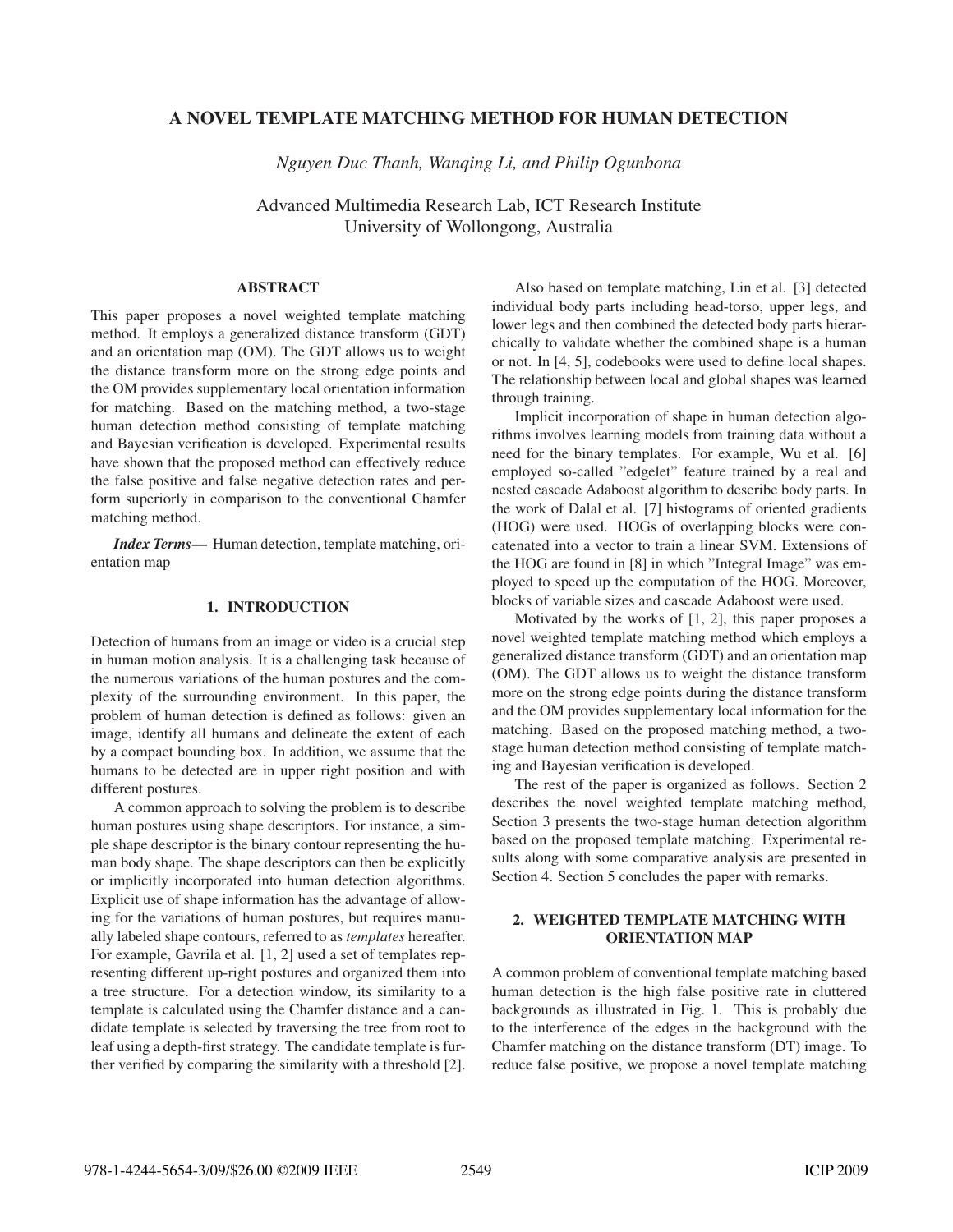# A NOVEL TEMPLATE MATCHING METHOD FOR HUMAN DETECTION

*Nguyen Duc Thanh, Wanqing Li, and Philip Ogunbona*

Advanced Multimedia Research Lab, ICT Research Institute
University of Wollongong, Australia

## ABSTRACT

This paper proposes a novel weighted template matching method. It employs a generalized distance transform (GDT) and an orientation map (OM). The GDT allows us to weight the distance transform more on the strong edge points and the OM provides supplementary local orientation information for matching. Based on the matching method, a two-stage human detection method consisting of template matching and Bayesian verification is developed. Experimental results have shown that the proposed method can effectively reduce the false positive and false negative detection rates and perform superiorly in comparison to the conventional Chamfer matching method.

***Index Terms*—** Human detection, template matching, orientation map

## 1. INTRODUCTION

Detection of humans from an image or video is a crucial step in human motion analysis. It is a challenging task because of the numerous variations of the human postures and the complexity of the surrounding environment. In this paper, the problem of human detection is defined as follows: given an image, identify all humans and delineate the extent of each by a compact bounding box. In addition, we assume that the humans to be detected are in upper right position and with different postures.

A common approach to solving the problem is to describe human postures using shape descriptors. For instance, a simple shape descriptor is the binary contour representing the human body shape. The shape descriptors can then be explicitly or implicitly incorporated into human detection algorithms. Explicit use of shape information has the advantage of allowing for the variations of human postures, but requires manually labeled shape contours, referred to as *templates* hereafter. For example, Gavrila et al. [1, 2] used a set of templates representing different up-right postures and organized them into a tree structure. For a detection window, its similarity to a template is calculated using the Chamfer distance and a candidate template is selected by traversing the tree from root to leaf using a depth-first strategy. The candidate template is further verified by comparing the similarity with a threshold [2].

Also based on template matching, Lin et al. [3] detected individual body parts including head-torso, upper legs, and lower legs and then combined the detected body parts hierarchically to validate whether the combined shape is a human or not. In [4, 5], codebooks were used to define local shapes. The relationship between local and global shapes was learned through training.

Implicit incorporation of shape in human detection algorithms involves learning models from training data without a need for the binary templates. For example, Wu et al. [6] employed so-called "edgelet" feature trained by a real and nested cascade Adaboost algorithm to describe body parts. In the work of Dalal et al. [7] histograms of oriented gradients (HOG) were used. HOGs of overlapping blocks were concatenated into a vector to train a linear SVM. Extensions of the HOG are found in [8] in which "Integral Image" was employed to speed up the computation of the HOG. Moreover, blocks of variable sizes and cascade Adaboost were used.

Motivated by the works of [1, 2], this paper proposes a novel weighted template matching method which employs a generalized distance transform (GDT) and an orientation map (OM). The GDT allows us to weight the distance transform more on the strong edge points during the distance transform and the OM provides supplementary local information for the matching. Based on the proposed matching method, a two-stage human detection method consisting of template matching and Bayesian verification is developed.

The rest of the paper is organized as follows. Section 2 describes the novel weighted template matching method, Section 3 presents the two-stage human detection algorithm based on the proposed template matching. Experimental results along with some comparative analysis are presented in Section 4. Section 5 concludes the paper with remarks.

## 2. WEIGHTED TEMPLATE MATCHING WITH ORIENTATION MAP

A common problem of conventional template matching based human detection is the high false positive rate in cluttered backgrounds as illustrated in Fig. 1. This is probably due to the interference of the edges in the background with the Chamfer matching on the distance transform (DT) image. To reduce false positive, we propose a novel template matching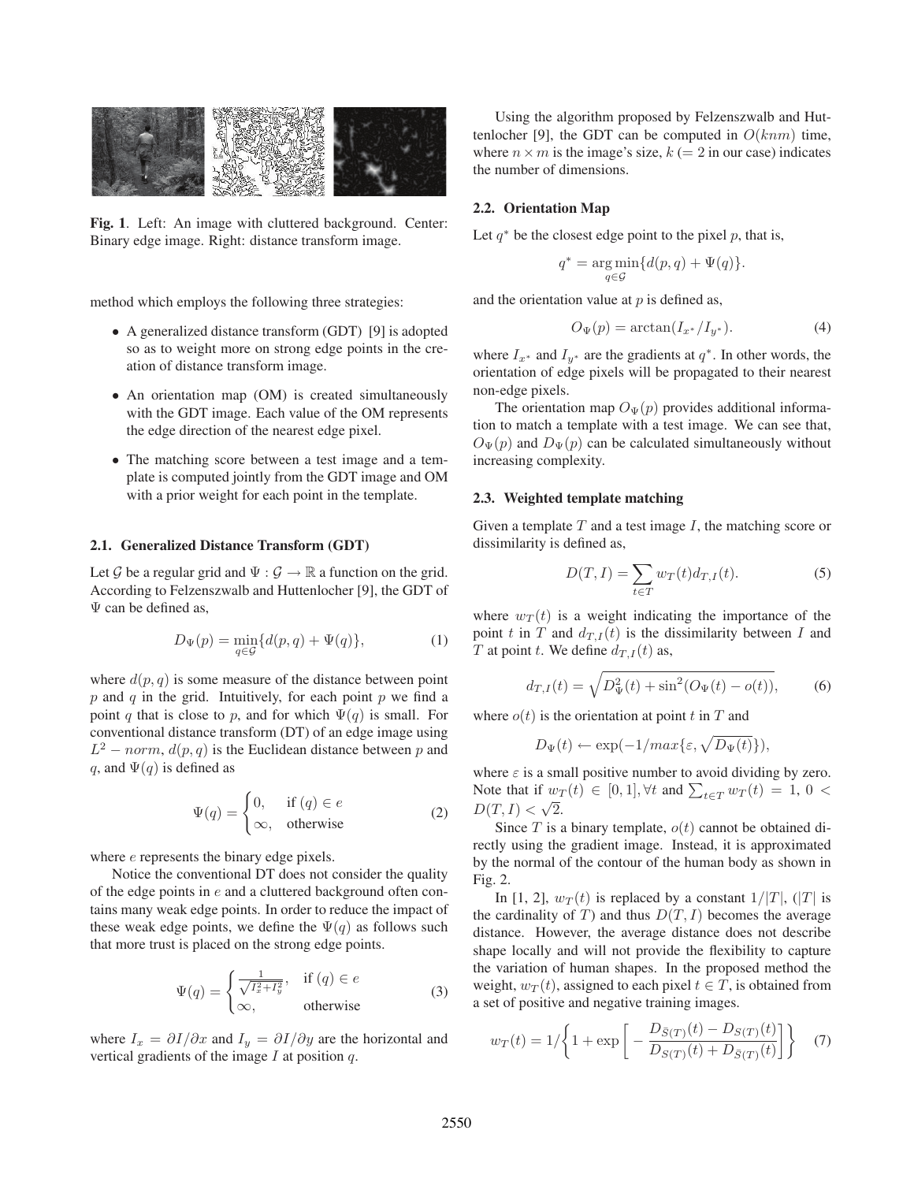**Fig. 1**. Left: An image with cluttered background. Center: Binary edge image. Right: distance transform image.

method which employs the following three strategies:

- A generalized distance transform (GDT) [9] is adopted so as to weight more on strong edge points in the creation of distance transform image.
- An orientation map (OM) is created simultaneously with the GDT image. Each value of the OM represents the edge direction of the nearest edge pixel.
- The matching score between a test image and a template is computed jointly from the GDT image and OM with a prior weight for each point in the template.

### 2.1. Generalized Distance Transform (GDT)

Let $\mathcal{G}$ be a regular grid and $\Psi : \mathcal{G} \to \mathbb{R}$ a function on the grid. According to Felzenszwalb and Huttenlocher [9], the GDT of $\Psi$ can be defined as,

$$D_\Psi(p) = \min_{q \in \mathcal{G}} \{d(p, q) + \Psi(q)\}, \tag{1}$$

where $d(p, q)$ is some measure of the distance between point $p$ and $q$ in the grid. Intuitively, for each point $p$ we find a point $q$ that is close to $p$, and for which $\Psi(q)$ is small. For conventional distance transform (DT) of an edge image using $L^2 - norm$, $d(p, q)$ is the Euclidean distance between $p$ and $q$, and $\Psi(q)$ is defined as

$$\Psi(q) = \begin{cases} 0, & \text{if } (q) \in e \\ \infty, & \text{otherwise} \end{cases} \tag{2}$$

where $e$ represents the binary edge pixels.

Notice the conventional DT does not consider the quality of the edge points in $e$ and a cluttered background often contains many weak edge points. In order to reduce the impact of these weak edge points, we define the $\Psi(q)$ as follows such that more trust is placed on the strong edge points.

$$\Psi(q) = \begin{cases} \frac{1}{\sqrt{I_x^2 + I_y^2}}, & \text{if } (q) \in e \\ \infty, & \text{otherwise} \end{cases} \tag{3}$$

where $I_x = \partial I / \partial x$ and $I_y = \partial I / \partial y$ are the horizontal and vertical gradients of the image $I$ at position $q$.

Using the algorithm proposed by Felzenszwalb and Huttenlocher [9], the GDT can be computed in $O(knm)$ time, where $n \times m$ is the image's size, $k$ ($= 2$ in our case) indicates the number of dimensions.

### 2.2. Orientation Map

Let $q^*$ be the closest edge point to the pixel $p$, that is,

$$q^* = \arg\min_{q \in \mathcal{G}} \{d(p, q) + \Psi(q)\}.$$

and the orientation value at $p$ is defined as,

$$O_\Psi(p) = \arctan(I_{x^*} / I_{y^*}). \tag{4}$$

where $I_{x^*}$ and $I_{y^*}$ are the gradients at $q^*$. In other words, the orientation of edge pixels will be propagated to their nearest non-edge pixels.

The orientation map $O_\Psi(p)$ provides additional information to match a template with a test image. We can see that, $O_\Psi(p)$ and $D_\Psi(p)$ can be calculated simultaneously without increasing complexity.

### 2.3. Weighted template matching

Given a template $T$ and a test image $I$, the matching score or dissimilarity is defined as,

$$D(T, I) = \sum_{t \in T} w_T(t) d_{T,I}(t). \tag{5}$$

where $w_T(t)$ is a weight indicating the importance of the point $t$ in $T$ and $d_{T,I}(t)$ is the dissimilarity between $I$ and $T$ at point $t$. We define $d_{T,I}(t)$ as,

$$d_{T,I}(t) = \sqrt{D_\Psi^2(t) + \sin^2(O_\Psi(t) - o(t))}, \tag{6}$$

where $o(t)$ is the orientation at point $t$ in $T$ and

$$D_\Psi(t) \leftarrow \exp(-1/max\{\varepsilon, \sqrt{D_\Psi(t)}\}),$$

where $\varepsilon$ is a small positive number to avoid dividing by zero. Note that if $w_T(t) \in [0, 1], \forall t$ and $\sum_{t \in T} w_T(t) = 1$, $0 < D(T, I) < \sqrt{2}$.

Since $T$ is a binary template, $o(t)$ cannot be obtained directly using the gradient image. Instead, it is approximated by the normal of the contour of the human body as shown in Fig. 2.

In [1, 2], $w_T(t)$ is replaced by a constant $1/|T|$, ($|T|$ is the cardinality of $T$) and thus $D(T, I)$ becomes the average distance. However, the average distance does not describe shape locally and will not provide the flexibility to capture the variation of human shapes. In the proposed method the weight, $w_T(t)$, assigned to each pixel $t \in T$, is obtained from a set of positive and negative training images.

$$w_T(t) = 1 / \left\{ 1 + \exp\left[ -\frac{D_{\bar{S}(T)}(t) - D_{S(T)}(t)}{D_{S(T)}(t) + D_{\bar{S}(T)}(t)} \right] \right\} \tag{7}$$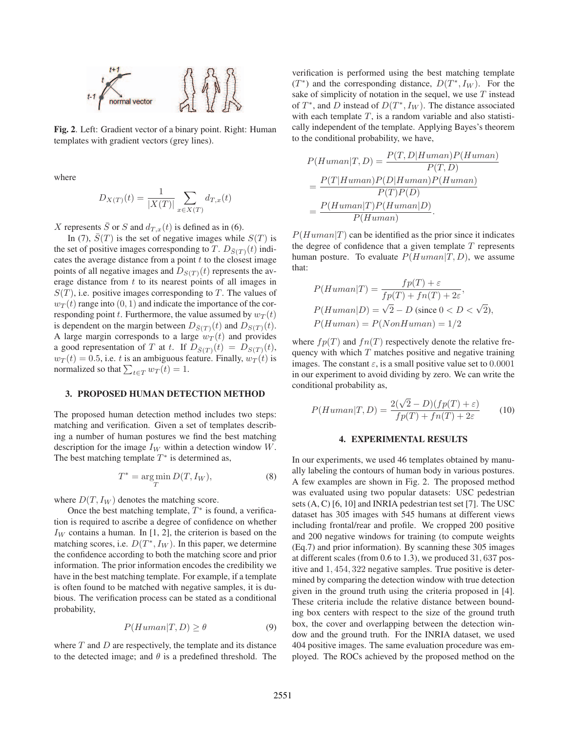**Fig. 2**. Left: Gradient vector of a binary point. Right: Human templates with gradient vectors (grey lines).

where

$$D_{X(T)}(t) = \frac{1}{|X(T)|} \sum_{x \in X(T)} d_{T,x}(t)$$

$X$ represents $\bar{S}$ or $S$ and $d_{T,x}(t)$ is defined as in (6).

In (7), $\bar{S}(T)$ is the set of negative images while $S(T)$ is the set of positive images corresponding to $T$. $D_{\bar{S}(T)}(t)$ indicates the average distance from a point $t$ to the closest image points of all negative images and $D_{S(T)}(t)$ represents the average distance from $t$ to its nearest points of all images in $S(T)$, i.e. positive images corresponding to $T$. The values of $w_T(t)$ range into $(0, 1)$ and indicate the importance of the corresponding point $t$. Furthermore, the value assumed by $w_T(t)$ is dependent on the margin between $D_{\bar{S}(T)}(t)$ and $D_{S(T)}(t)$. A large margin corresponds to a large $w_T(t)$ and provides a good representation of $T$ at $t$. If $D_{\bar{S}(T)}(t) = D_{S(T)}(t)$, $w_T(t) = 0.5$, i.e. $t$ is an ambiguous feature. Finally, $w_T(t)$ is normalized so that $\sum_{t \in T} w_T(t) = 1$.

## 3. PROPOSED HUMAN DETECTION METHOD

The proposed human detection method includes two steps: matching and verification. Given a set of templates describing a number of human postures we find the best matching description for the image $I_W$ within a detection window $W$. The best matching template $T^*$ is determined as,

$$T^* = \arg\min_T D(T, I_W), \tag{8}$$

where $D(T, I_W)$ denotes the matching score.

Once the best matching template, $T^*$ is found, a verification is required to ascribe a degree of confidence on whether $I_W$ contains a human. In [1, 2], the criterion is based on the matching scores, i.e. $D(T^*, I_W)$. In this paper, we determine the confidence according to both the matching score and prior information. The prior information encodes the credibility we have in the best matching template. For example, if a template is often found to be matched with negative samples, it is dubious. The verification process can be stated as a conditional probability,

$$P(Human|T, D) \geq \theta \tag{9}$$

where $T$ and $D$ are respectively, the template and its distance to the detected image; and $\theta$ is a predefined threshold. The verification is performed using the best matching template ($T^*$) and the corresponding distance, $D(T^*, I_W)$. For the sake of simplicity of notation in the sequel, we use $T$ instead of $T^*$, and $D$ instead of $D(T^*, I_W)$. The distance associated with each template $T$, is a random variable and also statistically independent of the template. Applying Bayes's theorem to the conditional probability, we have,

$$\begin{aligned}
P(Human|T, D) &= \frac{P(T, D|Human)P(Human)}{P(T, D)} \\
&= \frac{P(T|Human)P(D|Human)P(Human)}{P(T)P(D)} \\
&= \frac{P(Human|T)P(Human|D)}{P(Human)}.
\end{aligned}$$

$P(Human|T)$ can be identified as the prior since it indicates the degree of confidence that a given template $T$ represents human posture. To evaluate $P(Human|T, D)$, we assume that:

$$\begin{aligned}
&P(Human|T) = \frac{fp(T) + \varepsilon}{fp(T) + fn(T) + 2\varepsilon}, \\
&P(Human|D) = \sqrt{2} - D \text{ (since } 0 < D < \sqrt{2}\text{)}, \\
&P(Human) = P(NonHuman) = 1/2
\end{aligned}$$

where $fp(T)$ and $fn(T)$ respectively denote the relative frequency with which $T$ matches positive and negative training images. The constant $\varepsilon$, is a small positive value set to $0.0001$ in our experiment to avoid dividing by zero. We can write the conditional probability as,

$$P(Human|T, D) = \frac{2(\sqrt{2} - D)(fp(T) + \varepsilon)}{fp(T) + fn(T) + 2\varepsilon} \tag{10}$$

## 4. EXPERIMENTAL RESULTS

In our experiments, we used 46 templates obtained by manually labeling the contours of human body in various postures. A few examples are shown in Fig. 2. The proposed method was evaluated using two popular datasets: USC pedestrian sets (A, C) [6, 10] and INRIA pedestrian test set [7]. The USC dataset has 305 images with 545 humans at different views including frontal/rear and profile. We cropped 200 positive and 200 negative windows for training (to compute weights (Eq.7) and prior information). By scanning these 305 images at different scales (from 0.6 to 1.3), we produced $31,637$ positive and $1,454,322$ negative samples. True positive is determined by comparing the detection window with true detection given in the ground truth using the criteria proposed in [4]. These criteria include the relative distance between bounding box centers with respect to the size of the ground truth box, the cover and overlapping between the detection window and the ground truth. For the INRIA dataset, we used 404 positive images. The same evaluation procedure was employed. The ROCs achieved by the proposed method on the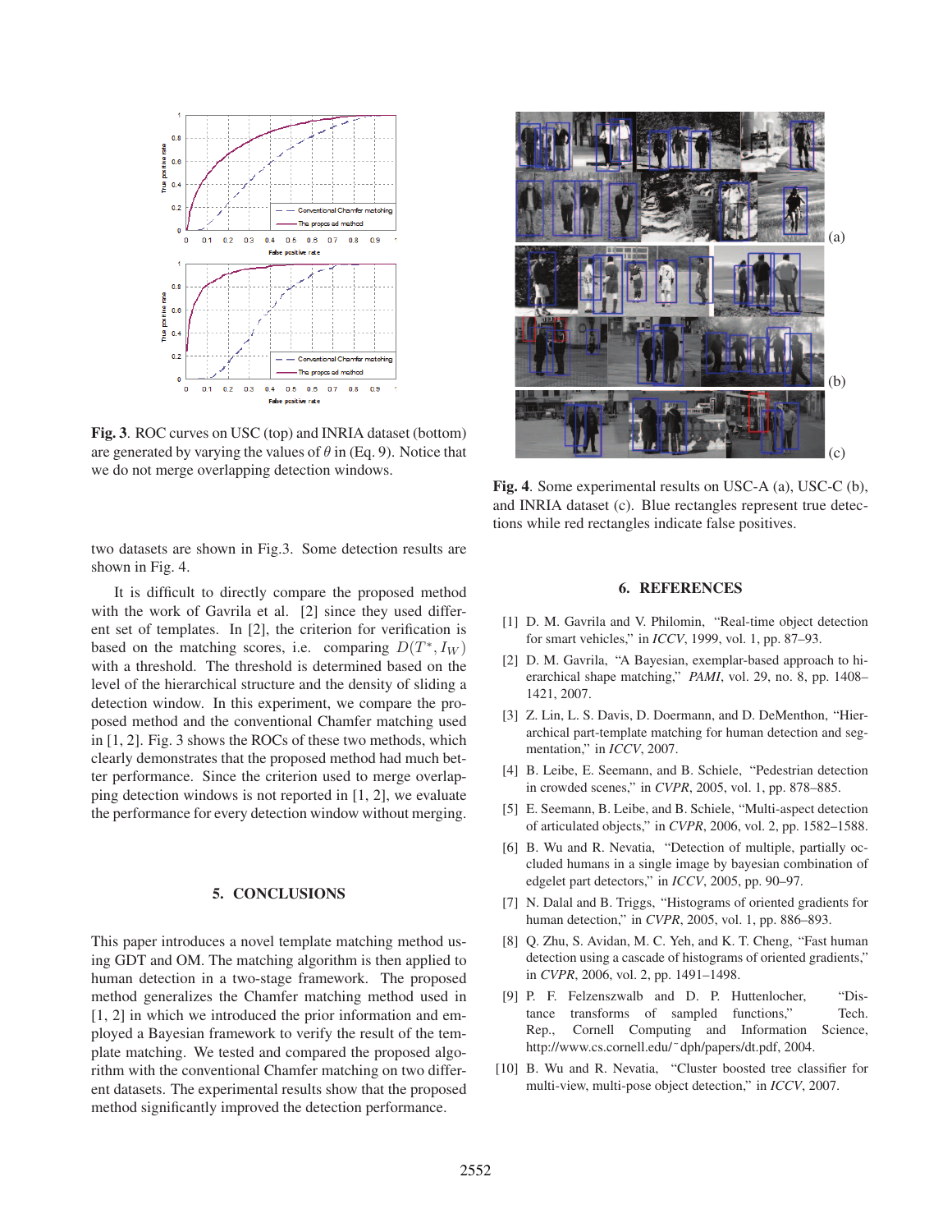1
0.8
0.6
0.4
0.2
0
True positive rate
0 0.1 0.2 0.3 0.4 0.5 0.6 0.7 0.8 0.9 1
False positive rate
Conventional Chamfer matching
The proposed method

1
0.8
0.6
0.4
0.2
0
True positive rate
0 0.1 0.2 0.3 0.4 0.5 0.6 0.7 0.8 0.9 1
False positive rate
Conventional Chamfer matching
The proposed method

**Fig. 3**. ROC curves on USC (top) and INRIA dataset (bottom) are generated by varying the values of $\theta$ in (Eq. 9). Notice that we do not merge overlapping detection windows.

(a)

(b)

(c)

**Fig. 4**. Some experimental results on USC-A (a), USC-C (b), and INRIA dataset (c). Blue rectangles represent true detections while red rectangles indicate false positives.

two datasets are shown in Fig.3. Some detection results are shown in Fig. 4.

It is difficult to directly compare the proposed method with the work of Gavrila et al. [2] since they used different set of templates. In [2], the criterion for verification is based on the matching scores, i.e. comparing $D(T^*, I_W)$ with a threshold. The threshold is determined based on the level of the hierarchical structure and the density of sliding a detection window. In this experiment, we compare the proposed method and the conventional Chamfer matching used in [1, 2]. Fig. 3 shows the ROCs of these two methods, which clearly demonstrates that the proposed method had much better performance. Since the criterion used to merge overlapping detection windows is not reported in [1, 2], we evaluate the performance for every detection window without merging.

## 5. CONCLUSIONS

This paper introduces a novel template matching method using GDT and OM. The matching algorithm is then applied to human detection in a two-stage framework. The proposed method generalizes the Chamfer matching method used in [1, 2] in which we introduced the prior information and employed a Bayesian framework to verify the result of the template matching. We tested and compared the proposed algorithm with the conventional Chamfer matching on two different datasets. The experimental results show that the proposed method significantly improved the detection performance.

## 6. REFERENCES

[1] D. M. Gavrila and V. Philomin, "Real-time object detection for smart vehicles," in *ICCV*, 1999, vol. 1, pp. 87–93.

[2] D. M. Gavrila, "A Bayesian, exemplar-based approach to hierarchical shape matching," *PAMI*, vol. 29, no. 8, pp. 1408–1421, 2007.

[3] Z. Lin, L. S. Davis, D. Doermann, and D. DeMenthon, "Hierarchical part-template matching for human detection and segmentation," in *ICCV*, 2007.

[4] B. Leibe, E. Seemann, and B. Schiele, "Pedestrian detection in crowded scenes," in *CVPR*, 2005, vol. 1, pp. 878–885.

[5] E. Seemann, B. Leibe, and B. Schiele, "Multi-aspect detection of articulated objects," in *CVPR*, 2006, vol. 2, pp. 1582–1588.

[6] B. Wu and R. Nevatia, "Detection of multiple, partially occluded humans in a single image by bayesian combination of edgelet part detectors," in *ICCV*, 2005, pp. 90–97.

[7] N. Dalal and B. Triggs, "Histograms of oriented gradients for human detection," in *CVPR*, 2005, vol. 1, pp. 886–893.

[8] Q. Zhu, S. Avidan, M. C. Yeh, and K. T. Cheng, "Fast human detection using a cascade of histograms of oriented gradients," in *CVPR*, 2006, vol. 2, pp. 1491–1498.

[9] P. F. Felzenszwalb and D. P. Huttenlocher, "Distance transforms of sampled functions," Tech. Rep., Cornell Computing and Information Science, http://www.cs.cornell.edu/~dph/papers/dt.pdf, 2004.

[10] B. Wu and R. Nevatia, "Cluster boosted tree classifier for multi-view, multi-pose object detection," in *ICCV*, 2007.